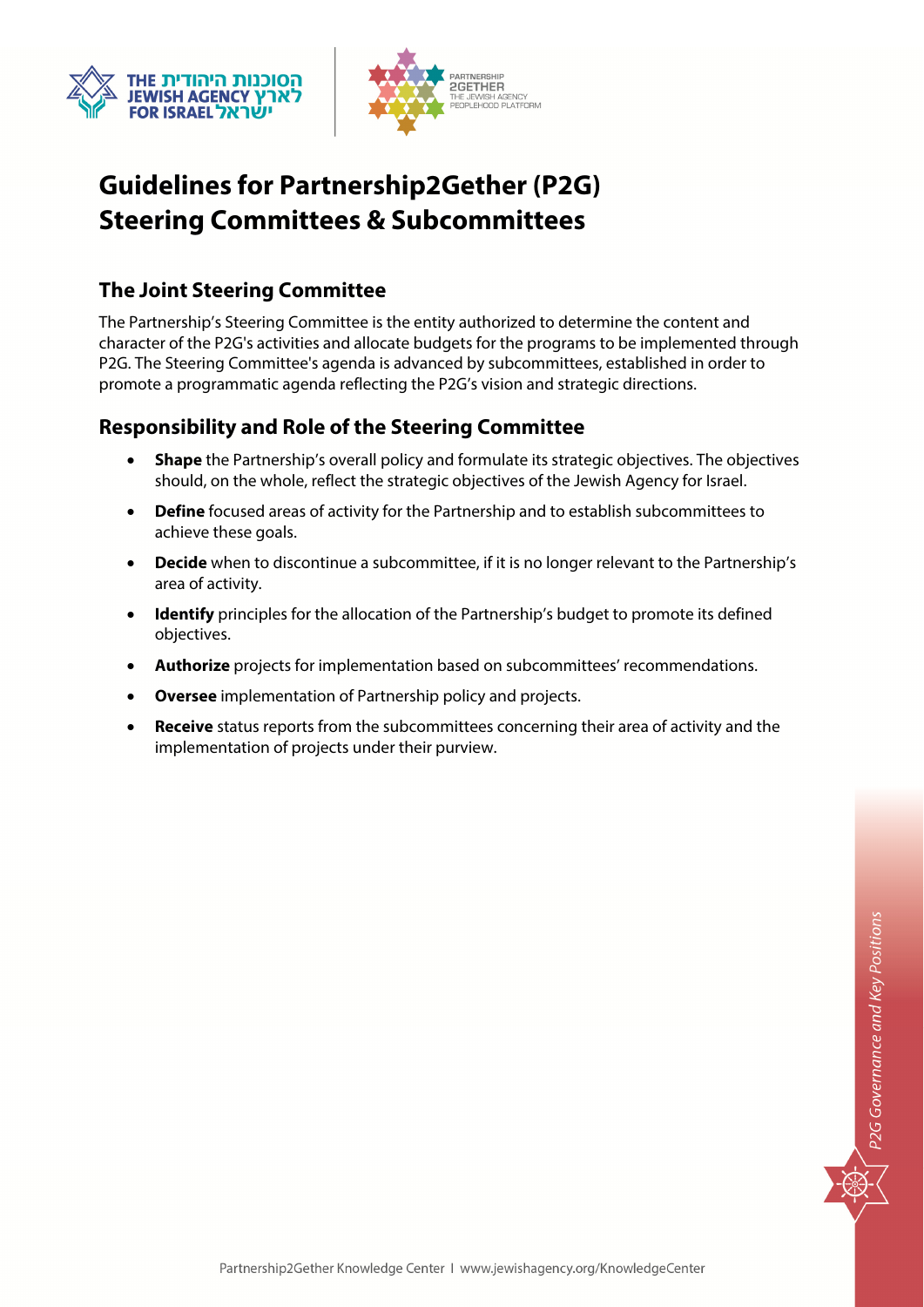# Guidelines for Partnership2Gether (P2G) Steering Committees & Subcommittees

## The Joint Steering Committee

The Partnership's Steering Committee is the entity authorized to determine the content and character of the P2G's activities and allocate budgets for the programs to be implemented through P2G. The Steering Committee's agenda is advanced by subcommittees, established in order to promote a programmatic agenda reflecting the P2G's vision and strategic directions.

## Responsibility and Role of the Steering Committee

- **Shape** the Partnership's overall policy and formulate its strategic objectives. The objectives should, on the whole, reflect the strategic objectives of the Jewish Agency for Israel.
- **Define** focused areas of activity for the Partnership and to establish subcommittees to achieve these goals.
- **Decide** when to discontinue a subcommittee, if it is no longer relevant to the Partnership's area of activity.
- **Identify** principles for the allocation of the Partnership's budget to promote its defined objectives.
- **Authorize** projects for implementation based on subcommittees' recommendations.
- **Oversee** implementation of Partnership policy and projects.
- **Receive** status reports from the subcommittees concerning their area of activity and the implementation of projects under their purview.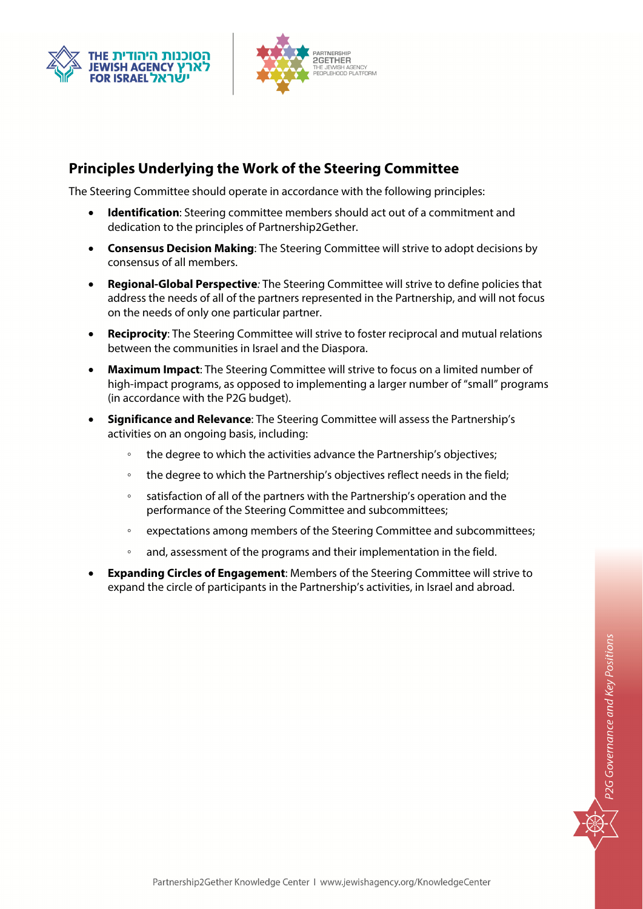## Principles Underlying the Work of the Steering Committee

The Steering Committee should operate in accordance with the following principles:

- **Identification**: Steering committee members should act out of a commitment and dedication to the principles of Partnership2Gether.
- **Consensus Decision Making**: The Steering Committee will strive to adopt decisions by consensus of all members.
- **Regional-Global Perspective**: The Steering Committee will strive to define policies that address the needs of all of the partners represented in the Partnership, and will not focus on the needs of only one particular partner.
- **Reciprocity**: The Steering Committee will strive to foster reciprocal and mutual relations between the communities in Israel and the Diaspora.
- **Maximum Impact**: The Steering Committee will strive to focus on a limited number of high-impact programs, as opposed to implementing a larger number of "small" programs (in accordance with the P2G budget).
- **Significance and Relevance**: The Steering Committee will assess the Partnership's activities on an ongoing basis, including:
  - the degree to which the activities advance the Partnership's objectives;
  - the degree to which the Partnership's objectives reflect needs in the field;
  - satisfaction of all of the partners with the Partnership's operation and the performance of the Steering Committee and subcommittees;
  - expectations among members of the Steering Committee and subcommittees;
  - and, assessment of the programs and their implementation in the field.
- **Expanding Circles of Engagement**: Members of the Steering Committee will strive to expand the circle of participants in the Partnership's activities, in Israel and abroad.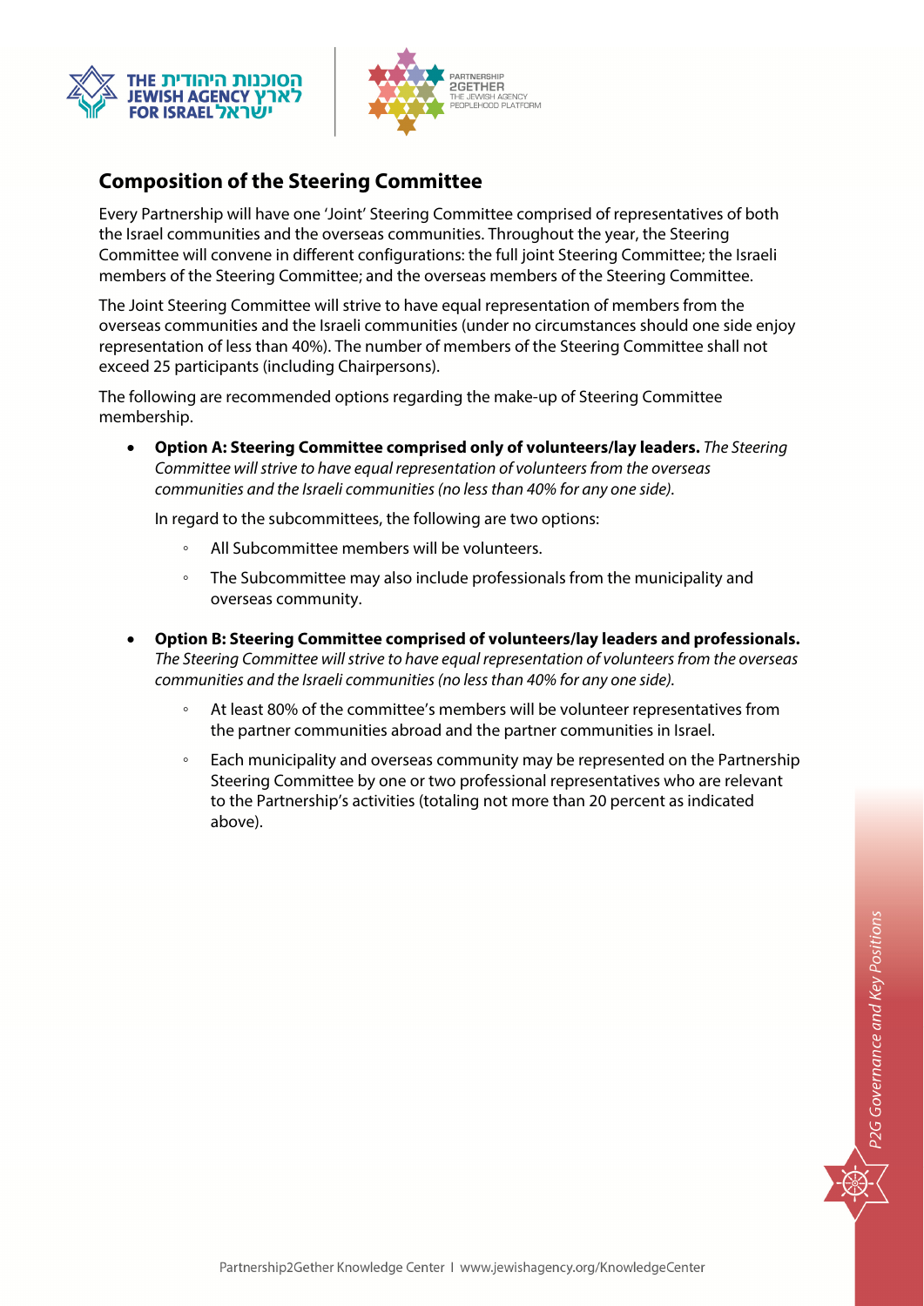## Composition of the Steering Committee

Every Partnership will have one 'Joint' Steering Committee comprised of representatives of both the Israel communities and the overseas communities. Throughout the year, the Steering Committee will convene in different configurations: the full joint Steering Committee; the Israeli members of the Steering Committee; and the overseas members of the Steering Committee.

The Joint Steering Committee will strive to have equal representation of members from the overseas communities and the Israeli communities (under no circumstances should one side enjoy representation of less than 40%). The number of members of the Steering Committee shall not exceed 25 participants (including Chairpersons).

The following are recommended options regarding the make-up of Steering Committee membership.

- **Option A: Steering Committee comprised only of volunteers/lay leaders.** *The Steering Committee will strive to have equal representation of volunteers from the overseas communities and the Israeli communities (no less than 40% for any one side).*

  In regard to the subcommittees, the following are two options:

  - All Subcommittee members will be volunteers.
  - The Subcommittee may also include professionals from the municipality and overseas community.

- **Option B: Steering Committee comprised of volunteers/lay leaders and professionals.** *The Steering Committee will strive to have equal representation of volunteers from the overseas communities and the Israeli communities (no less than 40% for any one side).*

  - At least 80% of the committee's members will be volunteer representatives from the partner communities abroad and the partner communities in Israel.
  - Each municipality and overseas community may be represented on the Partnership Steering Committee by one or two professional representatives who are relevant to the Partnership's activities (totaling not more than 20 percent as indicated above).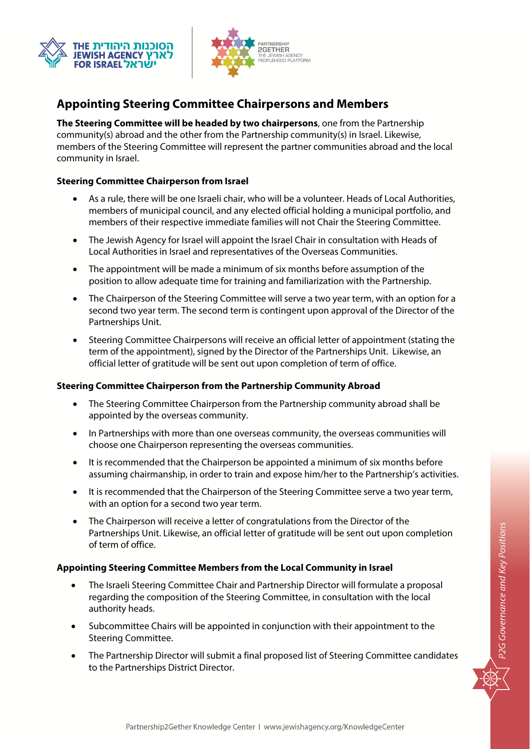## Appointing Steering Committee Chairpersons and Members

**The Steering Committee will be headed by two chairpersons**, one from the Partnership community(s) abroad and the other from the Partnership community(s) in Israel. Likewise, members of the Steering Committee will represent the partner communities abroad and the local community in Israel.

### Steering Committee Chairperson from Israel

- As a rule, there will be one Israeli chair, who will be a volunteer. Heads of Local Authorities, members of municipal council, and any elected official holding a municipal portfolio, and members of their respective immediate families will not Chair the Steering Committee.
- The Jewish Agency for Israel will appoint the Israel Chair in consultation with Heads of Local Authorities in Israel and representatives of the Overseas Communities.
- The appointment will be made a minimum of six months before assumption of the position to allow adequate time for training and familiarization with the Partnership.
- The Chairperson of the Steering Committee will serve a two year term, with an option for a second two year term. The second term is contingent upon approval of the Director of the Partnerships Unit.
- Steering Committee Chairpersons will receive an official letter of appointment (stating the term of the appointment), signed by the Director of the Partnerships Unit. Likewise, an official letter of gratitude will be sent out upon completion of term of office.

### Steering Committee Chairperson from the Partnership Community Abroad

- The Steering Committee Chairperson from the Partnership community abroad shall be appointed by the overseas community.
- In Partnerships with more than one overseas community, the overseas communities will choose one Chairperson representing the overseas communities.
- It is recommended that the Chairperson be appointed a minimum of six months before assuming chairmanship, in order to train and expose him/her to the Partnership's activities.
- It is recommended that the Chairperson of the Steering Committee serve a two year term, with an option for a second two year term.
- The Chairperson will receive a letter of congratulations from the Director of the Partnerships Unit. Likewise, an official letter of gratitude will be sent out upon completion of term of office.

### Appointing Steering Committee Members from the Local Community in Israel

- The Israeli Steering Committee Chair and Partnership Director will formulate a proposal regarding the composition of the Steering Committee, in consultation with the local authority heads.
- Subcommittee Chairs will be appointed in conjunction with their appointment to the Steering Committee.
- The Partnership Director will submit a final proposed list of Steering Committee candidates to the Partnerships District Director.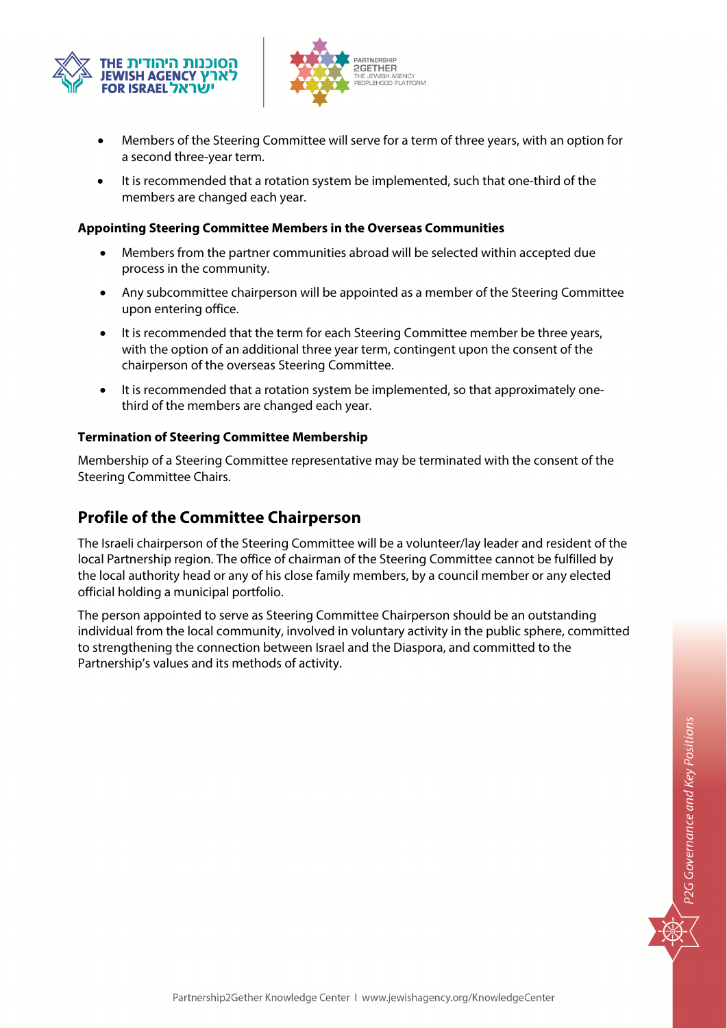- Members of the Steering Committee will serve for a term of three years, with an option for a second three-year term.
- It is recommended that a rotation system be implemented, such that one-third of the members are changed each year.

**Appointing Steering Committee Members in the Overseas Communities**

- Members from the partner communities abroad will be selected within accepted due process in the community.
- Any subcommittee chairperson will be appointed as a member of the Steering Committee upon entering office.
- It is recommended that the term for each Steering Committee member be three years, with the option of an additional three year term, contingent upon the consent of the chairperson of the overseas Steering Committee.
- It is recommended that a rotation system be implemented, so that approximately one-third of the members are changed each year.

**Termination of Steering Committee Membership**

Membership of a Steering Committee representative may be terminated with the consent of the Steering Committee Chairs.

## Profile of the Committee Chairperson

The Israeli chairperson of the Steering Committee will be a volunteer/lay leader and resident of the local Partnership region. The office of chairman of the Steering Committee cannot be fulfilled by the local authority head or any of his close family members, by a council member or any elected official holding a municipal portfolio.

The person appointed to serve as Steering Committee Chairperson should be an outstanding individual from the local community, involved in voluntary activity in the public sphere, committed to strengthening the connection between Israel and the Diaspora, and committed to the Partnership's values and its methods of activity.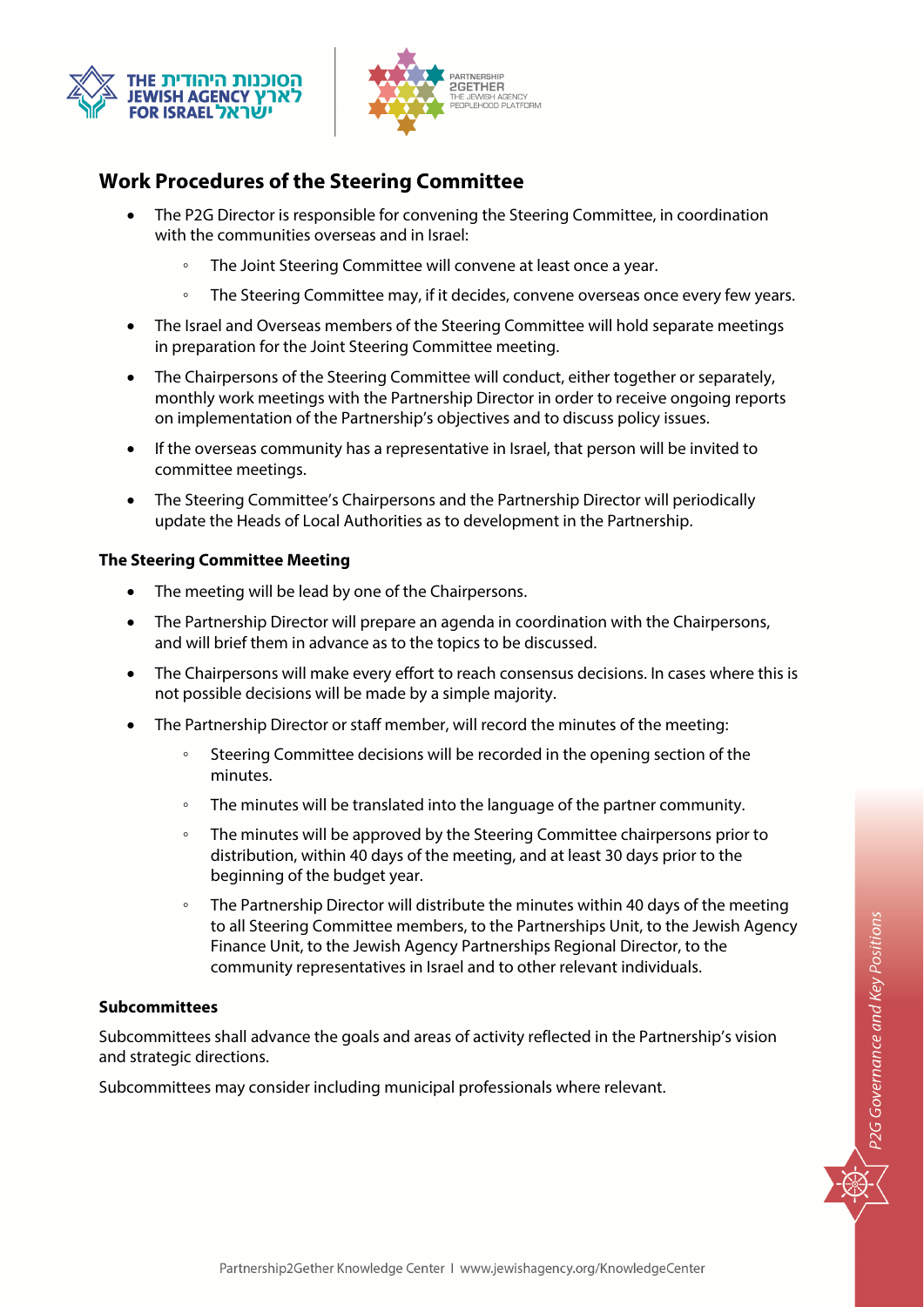## Work Procedures of the Steering Committee

- The P2G Director is responsible for convening the Steering Committee, in coordination with the communities overseas and in Israel:
    - The Joint Steering Committee will convene at least once a year.
    - The Steering Committee may, if it decides, convene overseas once every few years.
- The Israel and Overseas members of the Steering Committee will hold separate meetings in preparation for the Joint Steering Committee meeting.
- The Chairpersons of the Steering Committee will conduct, either together or separately, monthly work meetings with the Partnership Director in order to receive ongoing reports on implementation of the Partnership's objectives and to discuss policy issues.
- If the overseas community has a representative in Israel, that person will be invited to committee meetings.
- The Steering Committee's Chairpersons and the Partnership Director will periodically update the Heads of Local Authorities as to development in the Partnership.

### The Steering Committee Meeting

- The meeting will be lead by one of the Chairpersons.
- The Partnership Director will prepare an agenda in coordination with the Chairpersons, and will brief them in advance as to the topics to be discussed.
- The Chairpersons will make every effort to reach consensus decisions. In cases where this is not possible decisions will be made by a simple majority.
- The Partnership Director or staff member, will record the minutes of the meeting:
    - Steering Committee decisions will be recorded in the opening section of the minutes.
    - The minutes will be translated into the language of the partner community.
    - The minutes will be approved by the Steering Committee chairpersons prior to distribution, within 40 days of the meeting, and at least 30 days prior to the beginning of the budget year.
    - The Partnership Director will distribute the minutes within 40 days of the meeting to all Steering Committee members, to the Partnerships Unit, to the Jewish Agency Finance Unit, to the Jewish Agency Partnerships Regional Director, to the community representatives in Israel and to other relevant individuals.

### Subcommittees

Subcommittees shall advance the goals and areas of activity reflected in the Partnership's vision and strategic directions.

Subcommittees may consider including municipal professionals where relevant.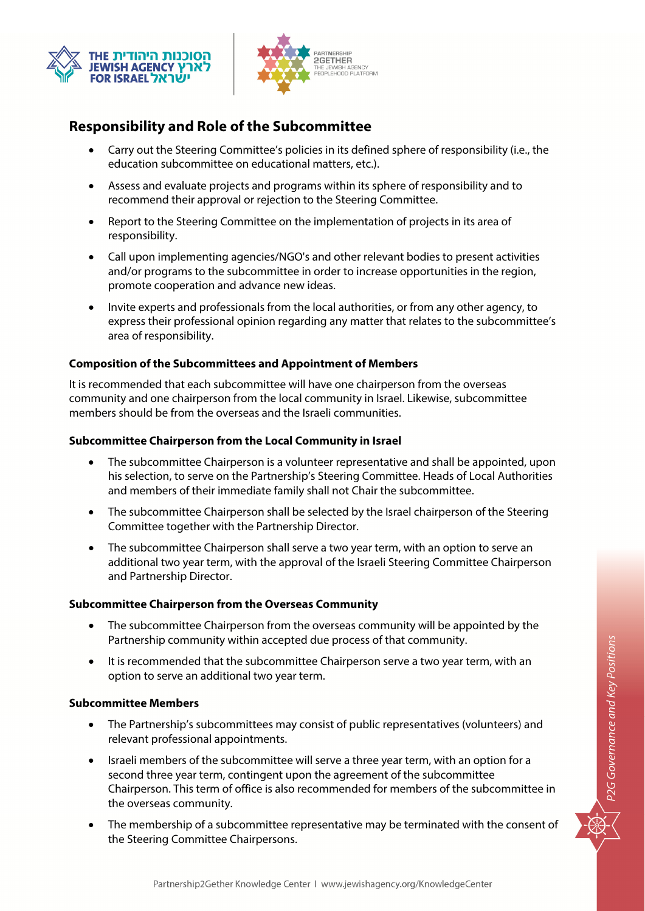## Responsibility and Role of the Subcommittee

- Carry out the Steering Committee's policies in its defined sphere of responsibility (i.e., the education subcommittee on educational matters, etc.).
- Assess and evaluate projects and programs within its sphere of responsibility and to recommend their approval or rejection to the Steering Committee.
- Report to the Steering Committee on the implementation of projects in its area of responsibility.
- Call upon implementing agencies/NGO's and other relevant bodies to present activities and/or programs to the subcommittee in order to increase opportunities in the region, promote cooperation and advance new ideas.
- Invite experts and professionals from the local authorities, or from any other agency, to express their professional opinion regarding any matter that relates to the subcommittee's area of responsibility.

#### Composition of the Subcommittees and Appointment of Members

It is recommended that each subcommittee will have one chairperson from the overseas community and one chairperson from the local community in Israel. Likewise, subcommittee members should be from the overseas and the Israeli communities.

#### Subcommittee Chairperson from the Local Community in Israel

- The subcommittee Chairperson is a volunteer representative and shall be appointed, upon his selection, to serve on the Partnership's Steering Committee. Heads of Local Authorities and members of their immediate family shall not Chair the subcommittee.
- The subcommittee Chairperson shall be selected by the Israel chairperson of the Steering Committee together with the Partnership Director.
- The subcommittee Chairperson shall serve a two year term, with an option to serve an additional two year term, with the approval of the Israeli Steering Committee Chairperson and Partnership Director.

#### Subcommittee Chairperson from the Overseas Community

- The subcommittee Chairperson from the overseas community will be appointed by the Partnership community within accepted due process of that community.
- It is recommended that the subcommittee Chairperson serve a two year term, with an option to serve an additional two year term.

#### Subcommittee Members

- The Partnership's subcommittees may consist of public representatives (volunteers) and relevant professional appointments.
- Israeli members of the subcommittee will serve a three year term, with an option for a second three year term, contingent upon the agreement of the subcommittee Chairperson. This term of office is also recommended for members of the subcommittee in the overseas community.
- The membership of a subcommittee representative may be terminated with the consent of the Steering Committee Chairpersons.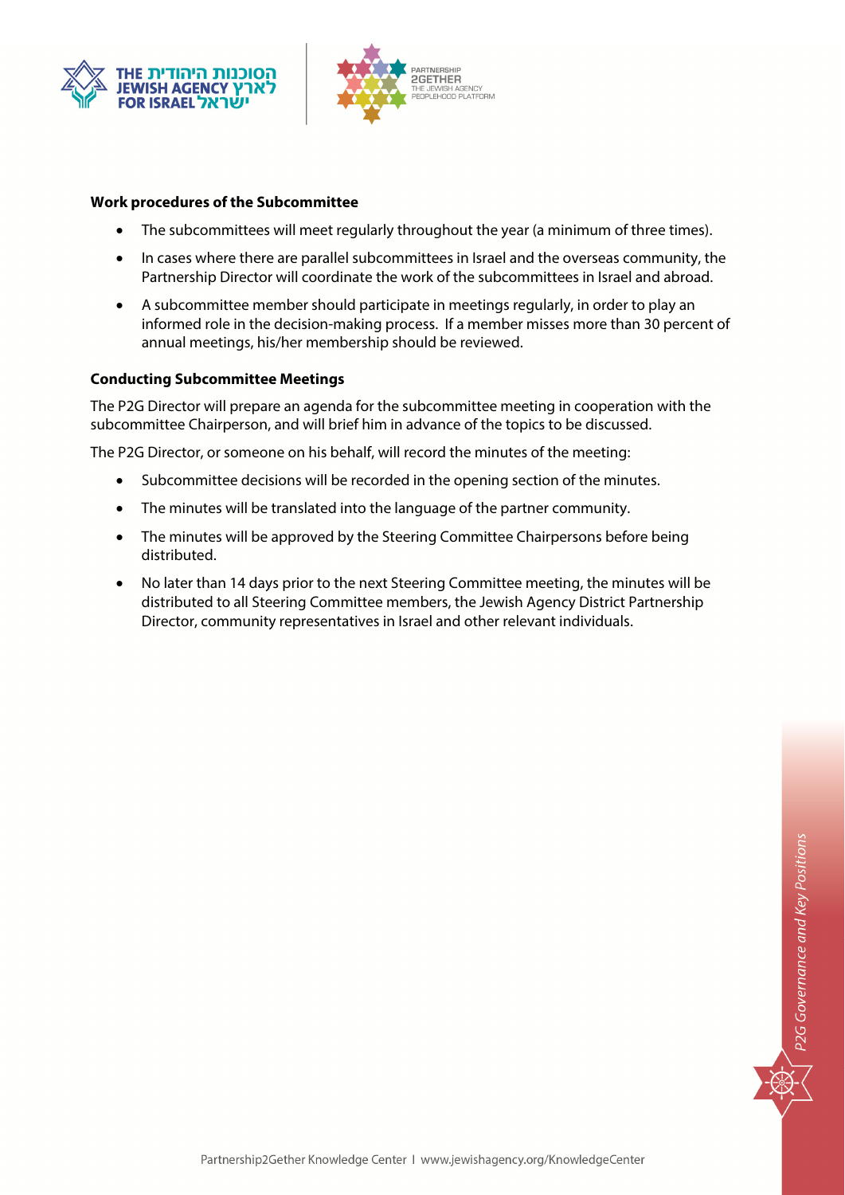**Work procedures of the Subcommittee**

- The subcommittees will meet regularly throughout the year (a minimum of three times).
- In cases where there are parallel subcommittees in Israel and the overseas community, the Partnership Director will coordinate the work of the subcommittees in Israel and abroad.
- A subcommittee member should participate in meetings regularly, in order to play an informed role in the decision-making process. If a member misses more than 30 percent of annual meetings, his/her membership should be reviewed.

**Conducting Subcommittee Meetings**

The P2G Director will prepare an agenda for the subcommittee meeting in cooperation with the subcommittee Chairperson, and will brief him in advance of the topics to be discussed.

The P2G Director, or someone on his behalf, will record the minutes of the meeting:

- Subcommittee decisions will be recorded in the opening section of the minutes.
- The minutes will be translated into the language of the partner community.
- The minutes will be approved by the Steering Committee Chairpersons before being distributed.
- No later than 14 days prior to the next Steering Committee meeting, the minutes will be distributed to all Steering Committee members, the Jewish Agency District Partnership Director, community representatives in Israel and other relevant individuals.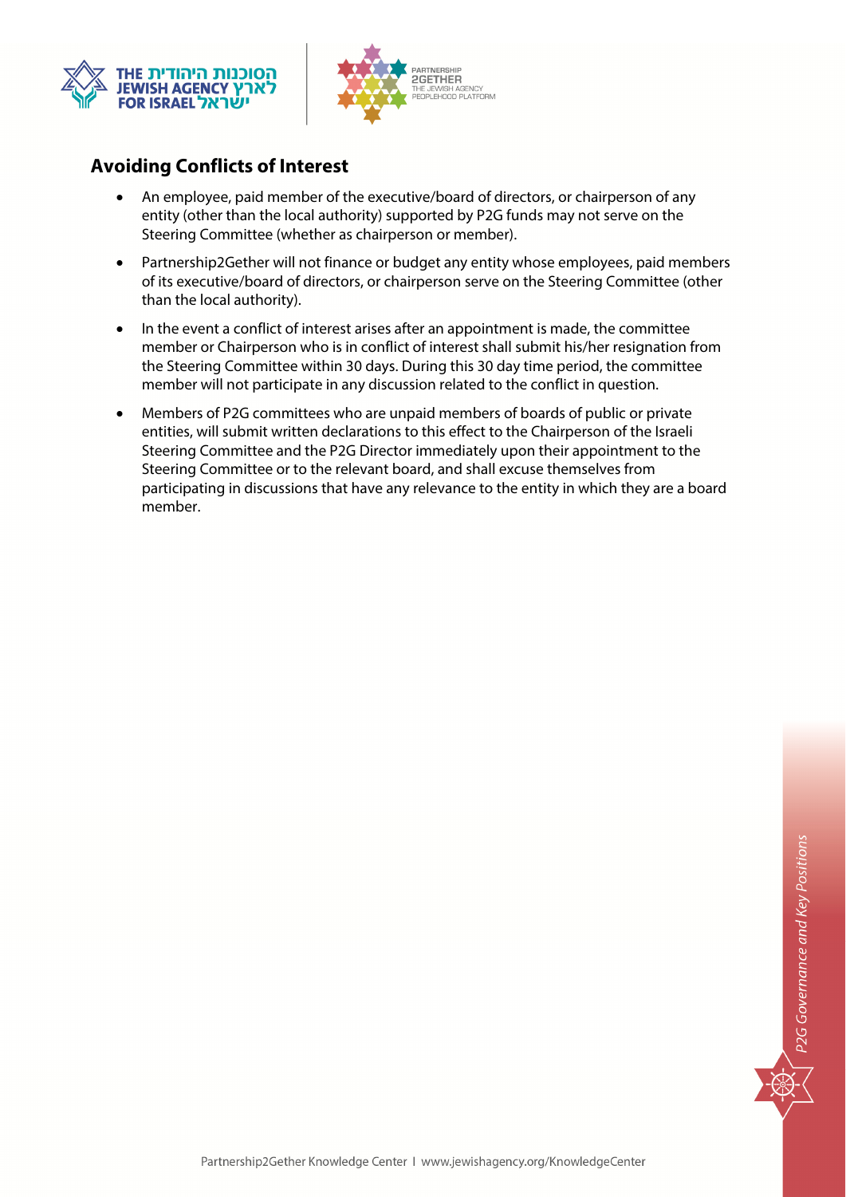## Avoiding Conflicts of Interest

- An employee, paid member of the executive/board of directors, or chairperson of any entity (other than the local authority) supported by P2G funds may not serve on the Steering Committee (whether as chairperson or member).
- Partnership2Gether will not finance or budget any entity whose employees, paid members of its executive/board of directors, or chairperson serve on the Steering Committee (other than the local authority).
- In the event a conflict of interest arises after an appointment is made, the committee member or Chairperson who is in conflict of interest shall submit his/her resignation from the Steering Committee within 30 days. During this 30 day time period, the committee member will not participate in any discussion related to the conflict in question.
- Members of P2G committees who are unpaid members of boards of public or private entities, will submit written declarations to this effect to the Chairperson of the Israeli Steering Committee and the P2G Director immediately upon their appointment to the Steering Committee or to the relevant board, and shall excuse themselves from participating in discussions that have any relevance to the entity in which they are a board member.